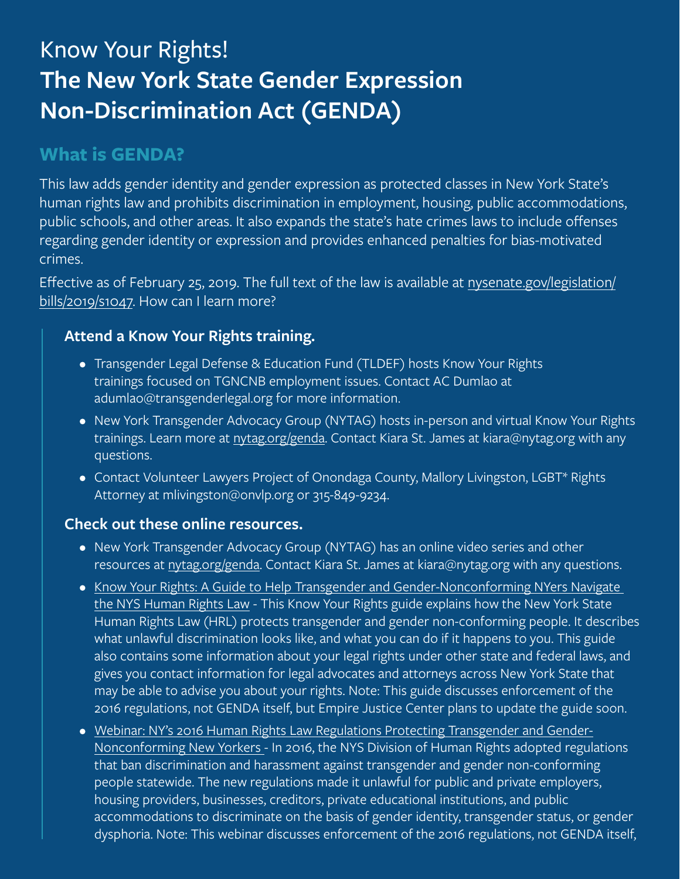# Know Your Rights!
# The New York State Gender Expression Non-Discrimination Act (GENDA)

## What is GENDA?

This law adds gender identity and gender expression as protected classes in New York State's human rights law and prohibits discrimination in employment, housing, public accommodations, public schools, and other areas. It also expands the state's hate crimes laws to include offenses regarding gender identity or expression and provides enhanced penalties for bias-motivated crimes.

Effective as of February 25, 2019. The full text of the law is available at nysenate.gov/legislation/bills/2019/s1047. How can I learn more?

### Attend a Know Your Rights training.

- Transgender Legal Defense & Education Fund (TLDEF) hosts Know Your Rights trainings focused on TGNCNB employment issues. Contact AC Dumlao at adumlao@transgenderlegal.org for more information.
- New York Transgender Advocacy Group (NYTAG) hosts in-person and virtual Know Your Rights trainings. Learn more at nytag.org/genda. Contact Kiara St. James at kiara@nytag.org with any questions.
- Contact Volunteer Lawyers Project of Onondaga County, Mallory Livingston, LGBT* Rights Attorney at mlivingston@onvlp.org or 315-849-9234.

### Check out these online resources.

- New York Transgender Advocacy Group (NYTAG) has an online video series and other resources at nytag.org/genda. Contact Kiara St. James at kiara@nytag.org with any questions.
- Know Your Rights: A Guide to Help Transgender and Gender-Nonconforming NYers Navigate the NYS Human Rights Law - This Know Your Rights guide explains how the New York State Human Rights Law (HRL) protects transgender and gender non-conforming people. It describes what unlawful discrimination looks like, and what you can do if it happens to you. This guide also contains some information about your legal rights under other state and federal laws, and gives you contact information for legal advocates and attorneys across New York State that may be able to advise you about your rights. Note: This guide discusses enforcement of the 2016 regulations, not GENDA itself, but Empire Justice Center plans to update the guide soon.
- Webinar: NY's 2016 Human Rights Law Regulations Protecting Transgender and Gender-Nonconforming New Yorkers - In 2016, the NYS Division of Human Rights adopted regulations that ban discrimination and harassment against transgender and gender non-conforming people statewide. The new regulations made it unlawful for public and private employers, housing providers, businesses, creditors, private educational institutions, and public accommodations to discriminate on the basis of gender identity, transgender status, or gender dysphoria. Note: This webinar discusses enforcement of the 2016 regulations, not GENDA itself,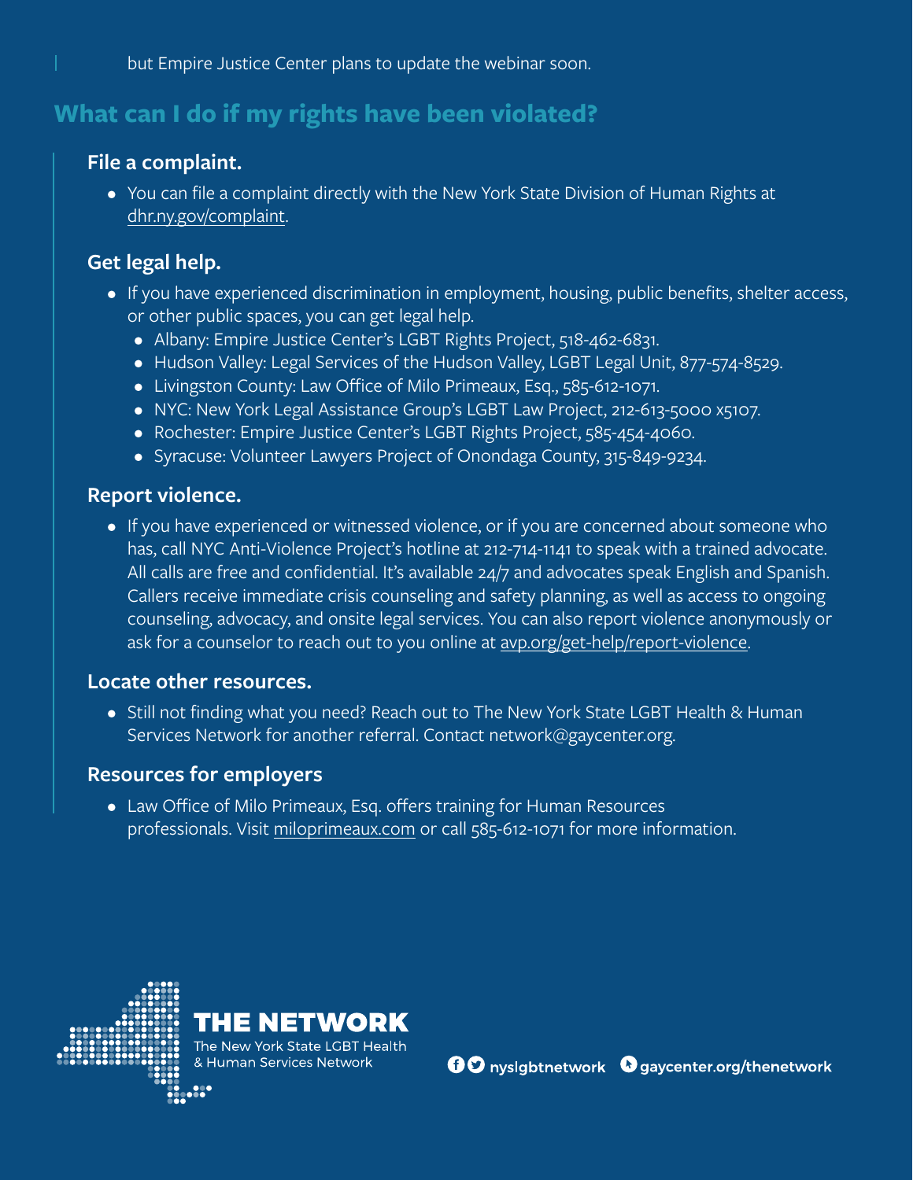but Empire Justice Center plans to update the webinar soon.

## What can I do if my rights have been violated?

### File a complaint.

- You can file a complaint directly with the New York State Division of Human Rights at dhr.ny.gov/complaint.

### Get legal help.

- If you have experienced discrimination in employment, housing, public benefits, shelter access, or other public spaces, you can get legal help.
  - Albany: Empire Justice Center's LGBT Rights Project, 518-462-6831.
  - Hudson Valley: Legal Services of the Hudson Valley, LGBT Legal Unit, 877-574-8529.
  - Livingston County: Law Office of Milo Primeaux, Esq., 585-612-1071.
  - NYC: New York Legal Assistance Group's LGBT Law Project, 212-613-5000 x5107.
  - Rochester: Empire Justice Center's LGBT Rights Project, 585-454-4060.
  - Syracuse: Volunteer Lawyers Project of Onondaga County, 315-849-9234.

### Report violence.

- If you have experienced or witnessed violence, or if you are concerned about someone who has, call NYC Anti-Violence Project's hotline at 212-714-1141 to speak with a trained advocate. All calls are free and confidential. It's available 24/7 and advocates speak English and Spanish. Callers receive immediate crisis counseling and safety planning, as well as access to ongoing counseling, advocacy, and onsite legal services. You can also report violence anonymously or ask for a counselor to reach out to you online at avp.org/get-help/report-violence.

### Locate other resources.

- Still not finding what you need? Reach out to The New York State LGBT Health & Human Services Network for another referral. Contact network@gaycenter.org.

### Resources for employers

- Law Office of Milo Primeaux, Esq. offers training for Human Resources professionals. Visit miloprimeaux.com or call 585-612-1071 for more information.

**THE NETWORK**
The New York State LGBT Health & Human Services Network

nyslgbtnetwork gaycenter.org/thenetwork